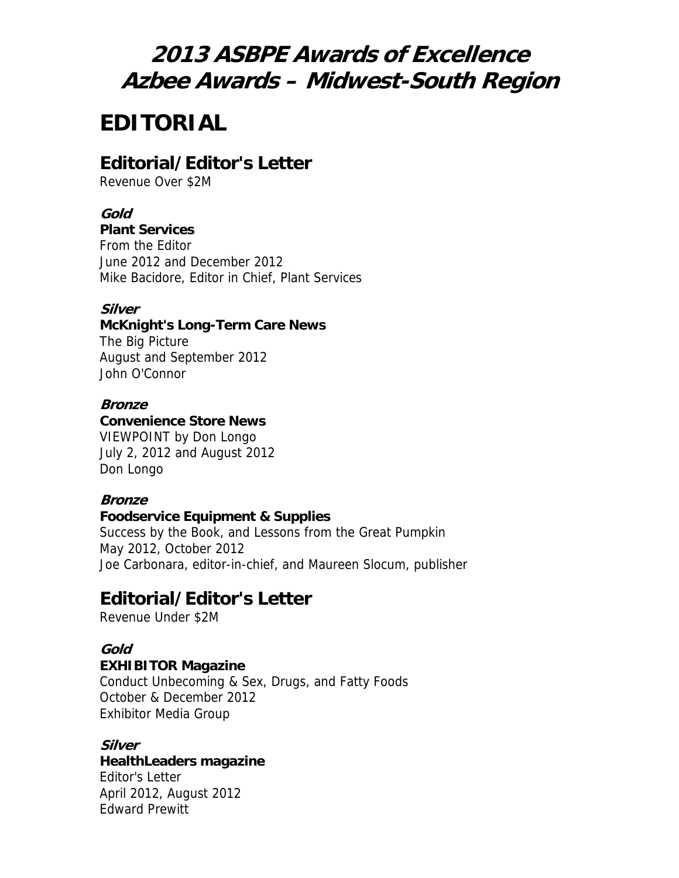# 2013 ASBPE Awards of Excellence
# Azbee Awards – Midwest-South Region

# EDITORIAL

## Editorial/Editor's Letter

Revenue Over $2M

***Gold***
**Plant Services**
From the Editor
June 2012 and December 2012
Mike Bacidore, Editor in Chief, Plant Services

***Silver***
**McKnight's Long-Term Care News**
The Big Picture
August and September 2012
John O'Connor

***Bronze***
**Convenience Store News**
VIEWPOINT by Don Longo
July 2, 2012 and August 2012
Don Longo

***Bronze***
**Foodservice Equipment & Supplies**
Success by the Book, and Lessons from the Great Pumpkin
May 2012, October 2012
Joe Carbonara, editor-in-chief, and Maureen Slocum, publisher

## Editorial/Editor's Letter

Revenue Under $2M

***Gold***
**EXHIBITOR Magazine**
Conduct Unbecoming & Sex, Drugs, and Fatty Foods
October & December 2012
Exhibitor Media Group

***Silver***
**HealthLeaders magazine**
Editor's Letter
April 2012, August 2012
Edward Prewitt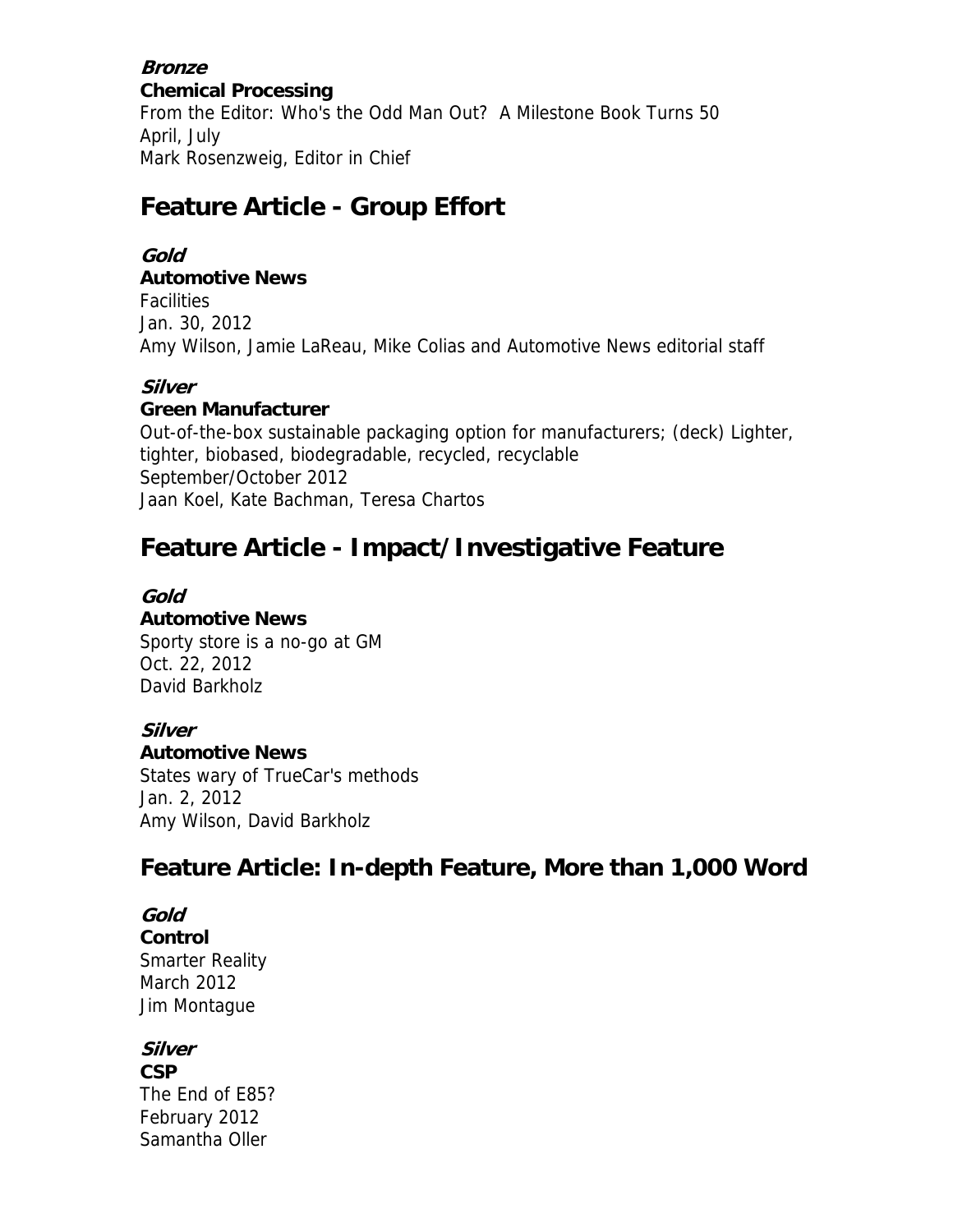***Bronze***
**Chemical Processing**
From the Editor: Who's the Odd Man Out? A Milestone Book Turns 50
April, July
Mark Rosenzweig, Editor in Chief

## Feature Article - Group Effort

***Gold***
**Automotive News**
Facilities
Jan. 30, 2012
Amy Wilson, Jamie LaReau, Mike Colias and Automotive News editorial staff

***Silver***
**Green Manufacturer**
Out-of-the-box sustainable packaging option for manufacturers; (deck) Lighter, tighter, biobased, biodegradable, recycled, recyclable
September/October 2012
Jaan Koel, Kate Bachman, Teresa Chartos

## Feature Article - Impact/Investigative Feature

***Gold***
**Automotive News**
Sporty store is a no-go at GM
Oct. 22, 2012
David Barkholz

***Silver***
**Automotive News**
States wary of TrueCar's methods
Jan. 2, 2012
Amy Wilson, David Barkholz

## Feature Article: In-depth Feature, More than 1,000 Word

***Gold***
**Control**
Smarter Reality
March 2012
Jim Montague

***Silver***
**CSP**
The End of E85?
February 2012
Samantha Oller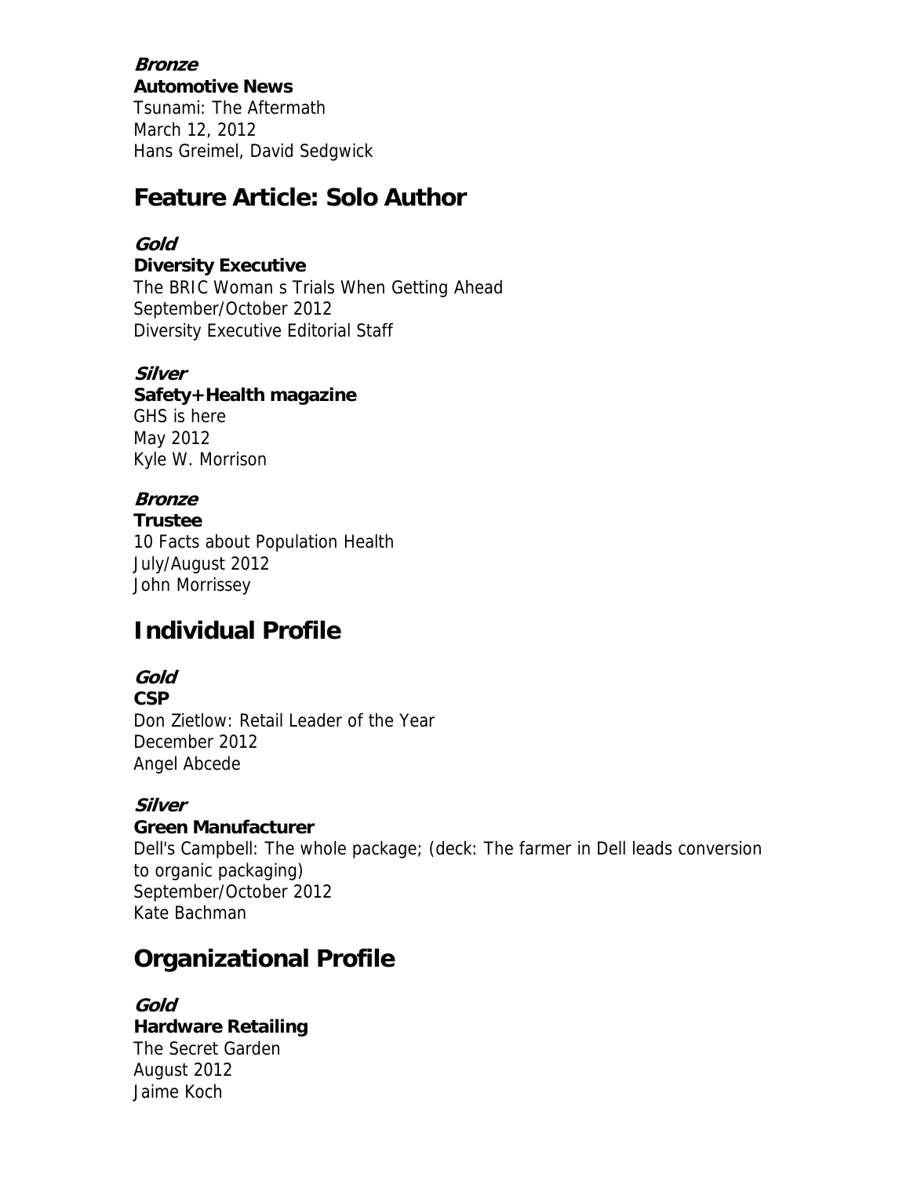***Bronze***
**Automotive News**
Tsunami: The Aftermath
March 12, 2012
Hans Greimel, David Sedgwick

## Feature Article: Solo Author

***Gold***
**Diversity Executive**
The BRIC Woman s Trials When Getting Ahead
September/October 2012
Diversity Executive Editorial Staff

***Silver***
**Safety+Health magazine**
GHS is here
May 2012
Kyle W. Morrison

***Bronze***
**Trustee**
10 Facts about Population Health
July/August 2012
John Morrissey

## Individual Profile

***Gold***
**CSP**
Don Zietlow: Retail Leader of the Year
December 2012
Angel Abcede

***Silver***
**Green Manufacturer**
Dell's Campbell: The whole package; (deck: The farmer in Dell leads conversion to organic packaging)
September/October 2012
Kate Bachman

## Organizational Profile

***Gold***
**Hardware Retailing**
The Secret Garden
August 2012
Jaime Koch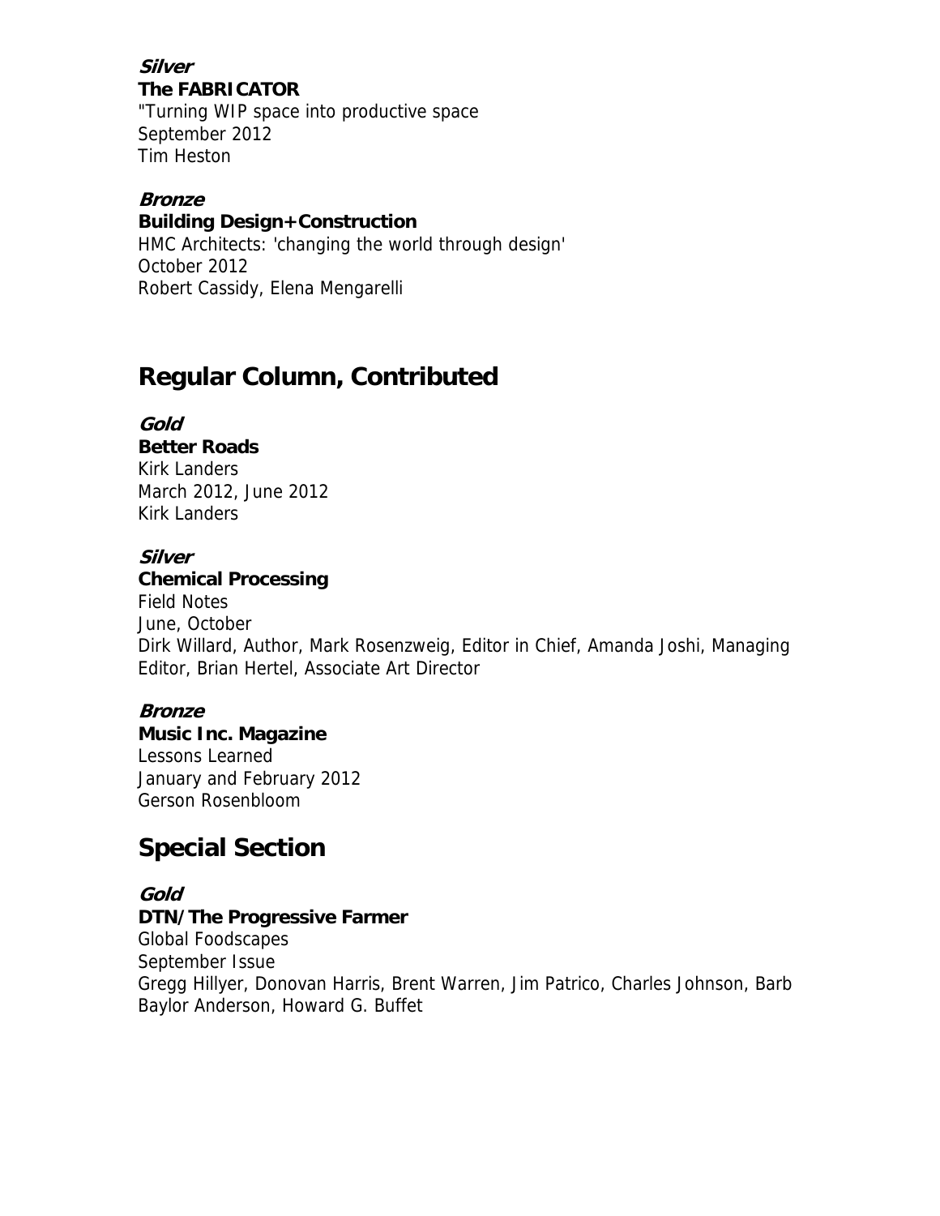***Silver***
**The FABRICATOR**
"Turning WIP space into productive space
September 2012
Tim Heston

***Bronze***
**Building Design+Construction**
HMC Architects: 'changing the world through design'
October 2012
Robert Cassidy, Elena Mengarelli

## Regular Column, Contributed

***Gold***
**Better Roads**
Kirk Landers
March 2012, June 2012
Kirk Landers

***Silver***
**Chemical Processing**
Field Notes
June, October
Dirk Willard, Author, Mark Rosenzweig, Editor in Chief, Amanda Joshi, Managing Editor, Brian Hertel, Associate Art Director

***Bronze***
**Music Inc. Magazine**
Lessons Learned
January and February 2012
Gerson Rosenbloom

## Special Section

***Gold***
**DTN/The Progressive Farmer**
Global Foodscapes
September Issue
Gregg Hillyer, Donovan Harris, Brent Warren, Jim Patrico, Charles Johnson, Barb Baylor Anderson, Howard G. Buffet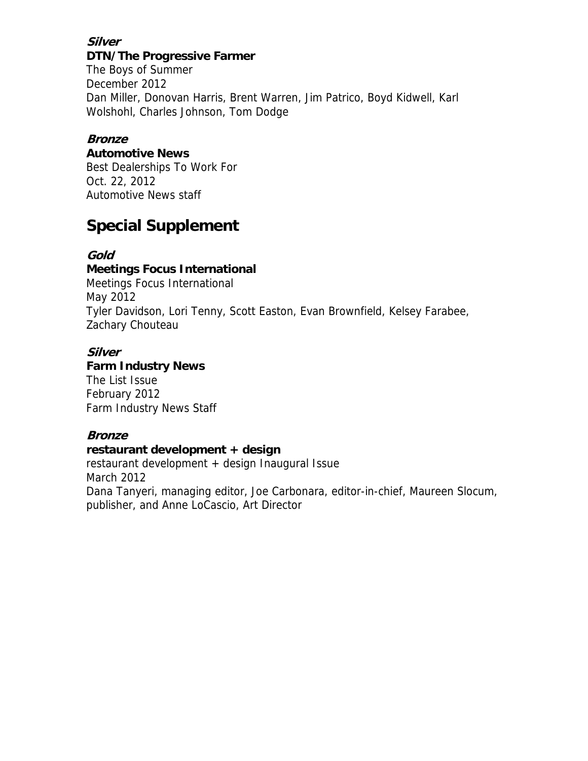***Silver***

**DTN/The Progressive Farmer**
The Boys of Summer
December 2012
Dan Miller, Donovan Harris, Brent Warren, Jim Patrico, Boyd Kidwell, Karl Wolshohl, Charles Johnson, Tom Dodge

***Bronze***

**Automotive News**
Best Dealerships To Work For
Oct. 22, 2012
Automotive News staff

## Special Supplement

***Gold***

**Meetings Focus International**
Meetings Focus International
May 2012
Tyler Davidson, Lori Tenny, Scott Easton, Evan Brownfield, Kelsey Farabee, Zachary Chouteau

***Silver***

**Farm Industry News**
The List Issue
February 2012
Farm Industry News Staff

***Bronze***

**restaurant development + design**
restaurant development + design Inaugural Issue
March 2012
Dana Tanyeri, managing editor, Joe Carbonara, editor-in-chief, Maureen Slocum, publisher, and Anne LoCascio, Art Director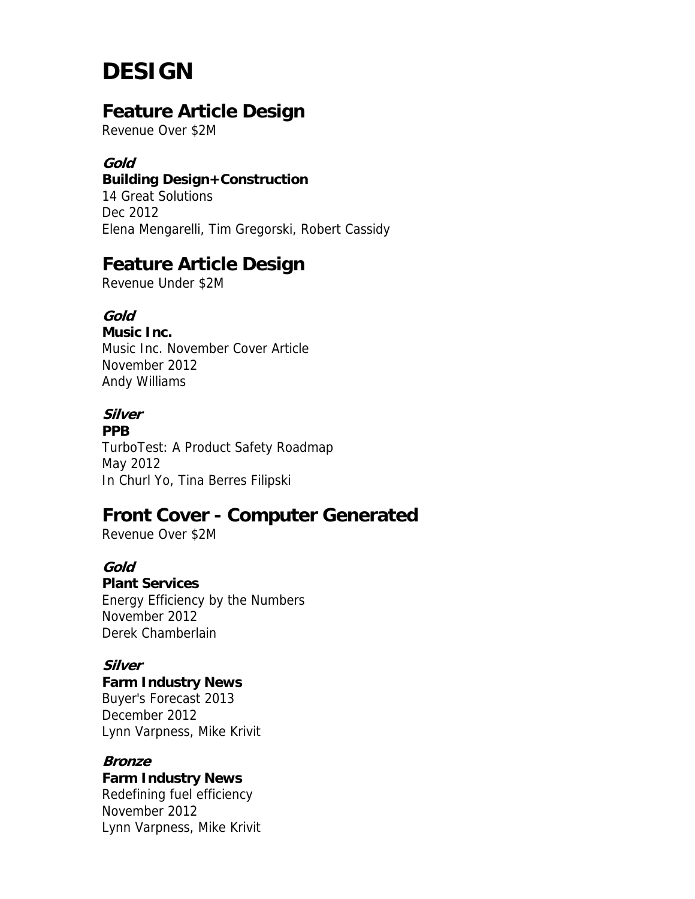# DESIGN

## Feature Article Design

Revenue Over $2M

***Gold***

**Building Design+Construction**
14 Great Solutions
Dec 2012
Elena Mengarelli, Tim Gregorski, Robert Cassidy

## Feature Article Design

Revenue Under $2M

***Gold***

**Music Inc.**
Music Inc. November Cover Article
November 2012
Andy Williams

***Silver***

**PPB**
TurboTest: A Product Safety Roadmap
May 2012
In Churl Yo, Tina Berres Filipski

## Front Cover - Computer Generated

Revenue Over $2M

***Gold***

**Plant Services**
Energy Efficiency by the Numbers
November 2012
Derek Chamberlain

***Silver***

**Farm Industry News**
Buyer's Forecast 2013
December 2012
Lynn Varpness, Mike Krivit

***Bronze***

**Farm Industry News**
Redefining fuel efficiency
November 2012
Lynn Varpness, Mike Krivit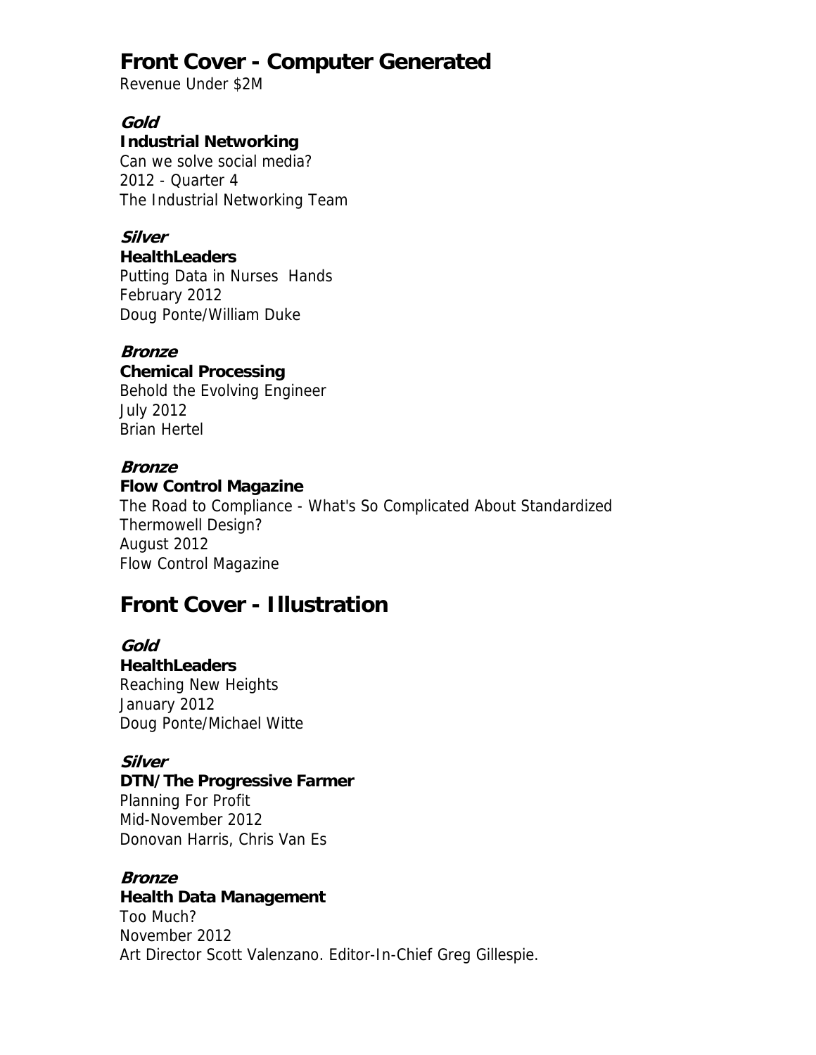## Front Cover - Computer Generated

Revenue Under $2M

***Gold***

**Industrial Networking**

Can we solve social media?
2012 - Quarter 4
The Industrial Networking Team

***Silver***

**HealthLeaders**

Putting Data in Nurses Hands
February 2012
Doug Ponte/William Duke

***Bronze***

**Chemical Processing**

Behold the Evolving Engineer
July 2012
Brian Hertel

***Bronze***

**Flow Control Magazine**

The Road to Compliance - What's So Complicated About Standardized Thermowell Design?
August 2012
Flow Control Magazine

## Front Cover - Illustration

***Gold***

**HealthLeaders**

Reaching New Heights
January 2012
Doug Ponte/Michael Witte

***Silver***

**DTN/The Progressive Farmer**

Planning For Profit
Mid-November 2012
Donovan Harris, Chris Van Es

***Bronze***

**Health Data Management**

Too Much?
November 2012
Art Director Scott Valenzano. Editor-In-Chief Greg Gillespie.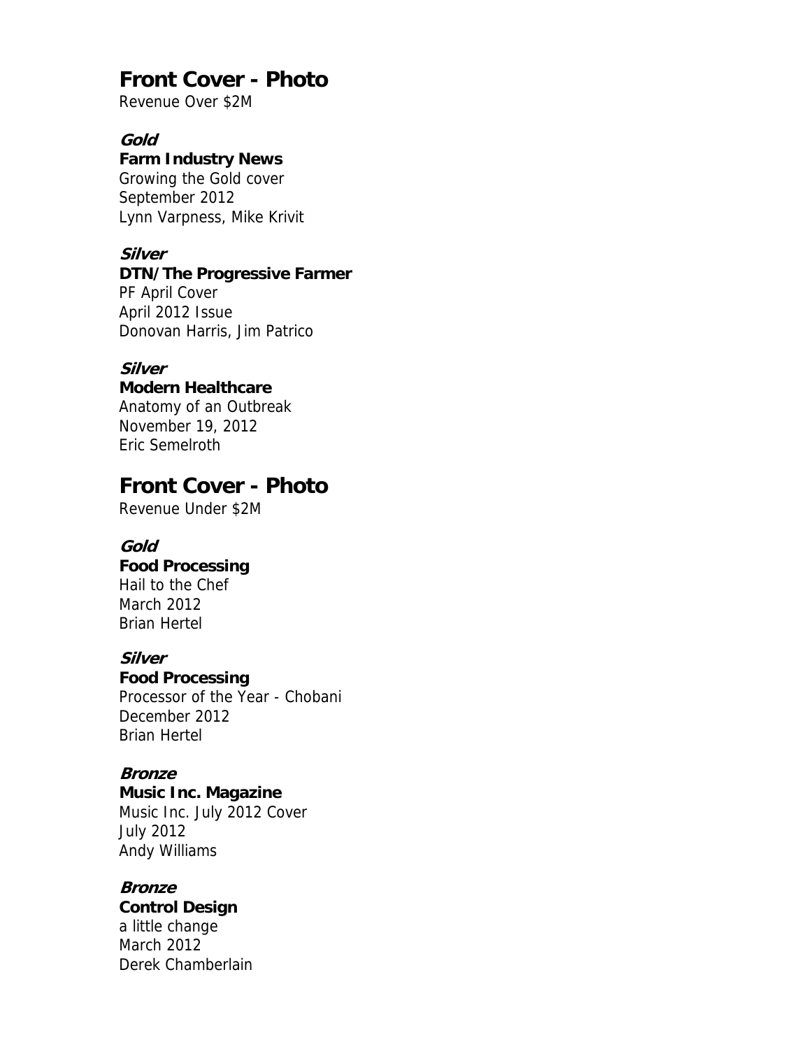## Front Cover - Photo

Revenue Over $2M

***Gold***

**Farm Industry News**
Growing the Gold cover
September 2012
Lynn Varpness, Mike Krivit

***Silver***

**DTN/The Progressive Farmer**
PF April Cover
April 2012 Issue
Donovan Harris, Jim Patrico

***Silver***

**Modern Healthcare**
Anatomy of an Outbreak
November 19, 2012
Eric Semelroth

## Front Cover - Photo

Revenue Under $2M

***Gold***

**Food Processing**
Hail to the Chef
March 2012
Brian Hertel

***Silver***

**Food Processing**
Processor of the Year - Chobani
December 2012
Brian Hertel

***Bronze***

**Music Inc. Magazine**
Music Inc. July 2012 Cover
July 2012
Andy Williams

***Bronze***

**Control Design**
a little change
March 2012
Derek Chamberlain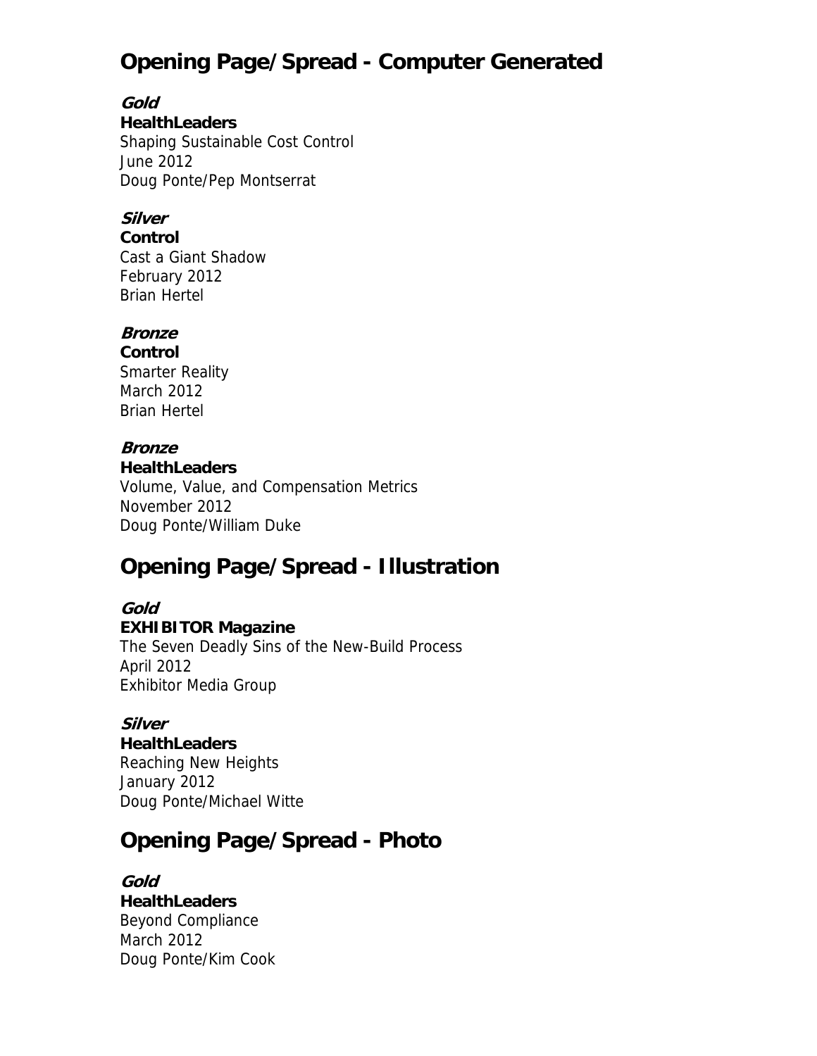## Opening Page/Spread - Computer Generated

***Gold***
**HealthLeaders**
Shaping Sustainable Cost Control
June 2012
Doug Ponte/Pep Montserrat

***Silver***
**Control**
Cast a Giant Shadow
February 2012
Brian Hertel

***Bronze***
**Control**
Smarter Reality
March 2012
Brian Hertel

***Bronze***
**HealthLeaders**
Volume, Value, and Compensation Metrics
November 2012
Doug Ponte/William Duke

## Opening Page/Spread - Illustration

***Gold***
**EXHIBITOR Magazine**
The Seven Deadly Sins of the New-Build Process
April 2012
Exhibitor Media Group

***Silver***
**HealthLeaders**
Reaching New Heights
January 2012
Doug Ponte/Michael Witte

## Opening Page/Spread - Photo

***Gold***
**HealthLeaders**
Beyond Compliance
March 2012
Doug Ponte/Kim Cook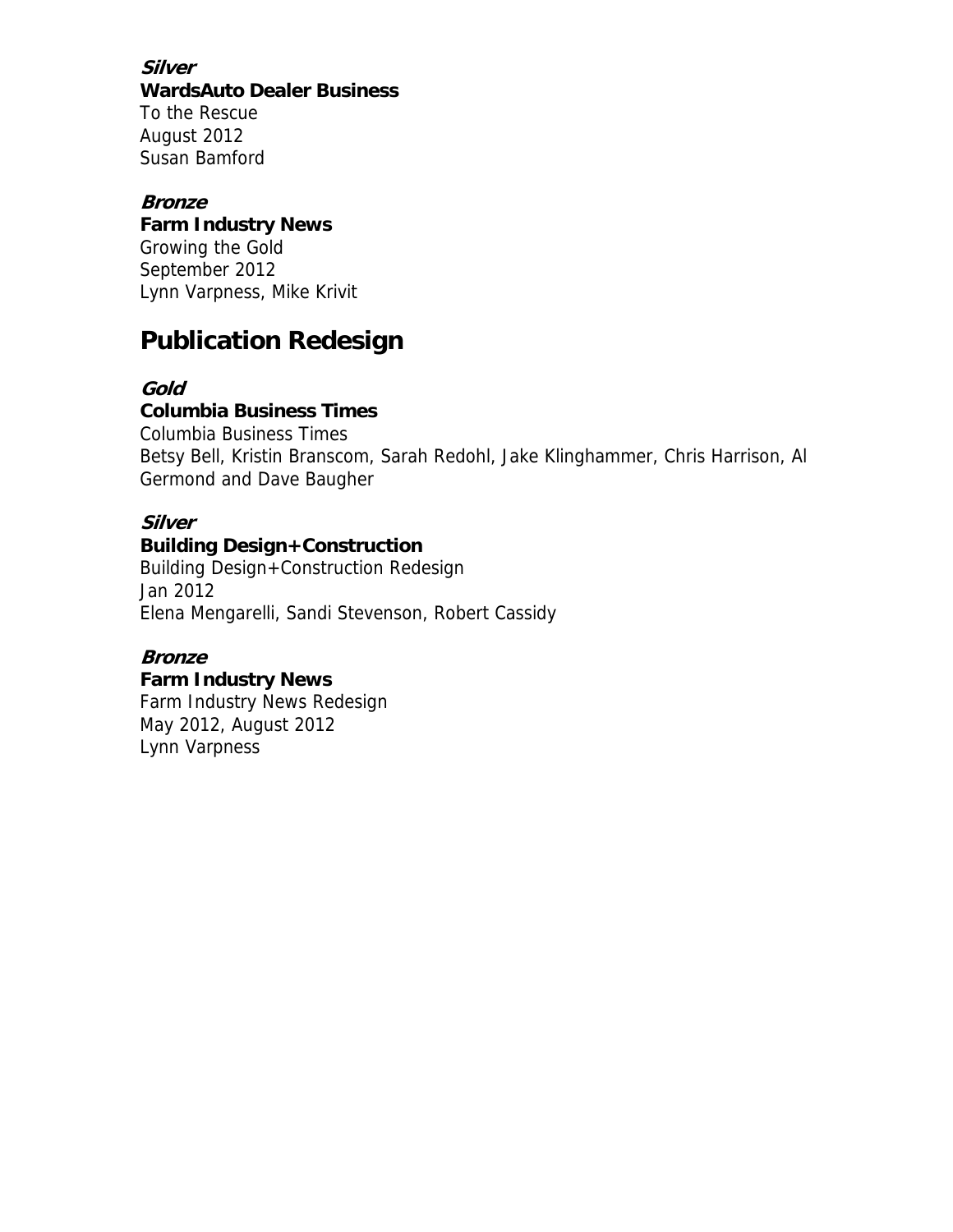***Silver***
**WardsAuto Dealer Business**
To the Rescue
August 2012
Susan Bamford

***Bronze***
**Farm Industry News**
Growing the Gold
September 2012
Lynn Varpness, Mike Krivit

## Publication Redesign

***Gold***
**Columbia Business Times**
Columbia Business Times
Betsy Bell, Kristin Branscom, Sarah Redohl, Jake Klinghammer, Chris Harrison, Al Germond and Dave Baugher

***Silver***
**Building Design+Construction**
Building Design+Construction Redesign
Jan 2012
Elena Mengarelli, Sandi Stevenson, Robert Cassidy

***Bronze***
**Farm Industry News**
Farm Industry News Redesign
May 2012, August 2012
Lynn Varpness